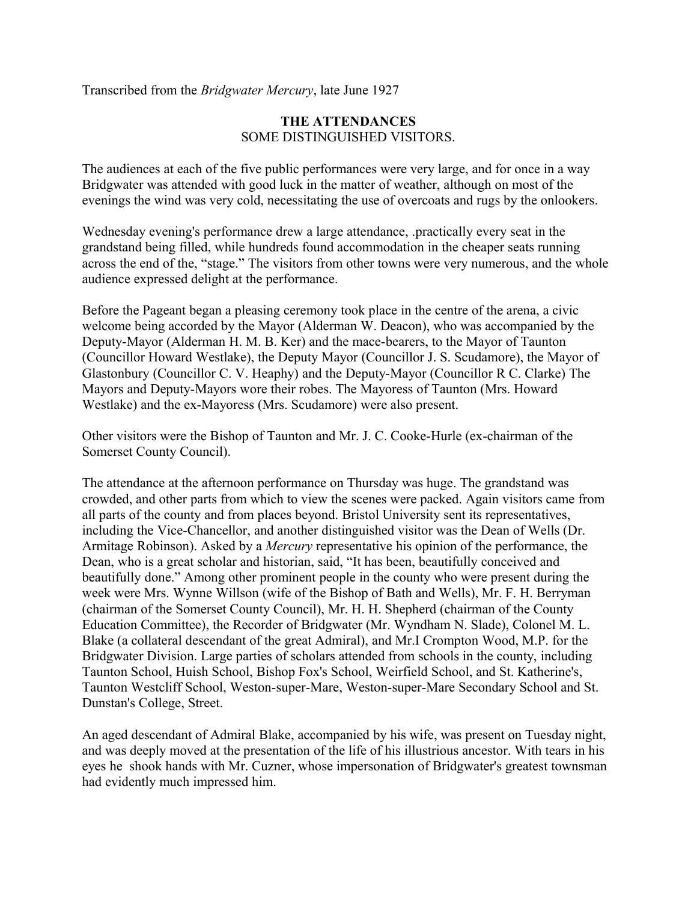Transcribed from the *Bridgwater Mercury*, late June 1927

**THE ATTENDANCES**
SOME DISTINGUISHED VISITORS.

The audiences at each of the five public performances were very large, and for once in a way Bridgwater was attended with good luck in the matter of weather, although on most of the evenings the wind was very cold, necessitating the use of overcoats and rugs by the onlookers.

Wednesday evening's performance drew a large attendance, .practically every seat in the grandstand being filled, while hundreds found accommodation in the cheaper seats running across the end of the, "stage." The visitors from other towns were very numerous, and the whole audience expressed delight at the performance.

Before the Pageant began a pleasing ceremony took place in the centre of the arena, a civic welcome being accorded by the Mayor (Alderman W. Deacon), who was accompanied by the Deputy-Mayor (Alderman H. M. B. Ker) and the mace-bearers, to the Mayor of Taunton (Councillor Howard Westlake), the Deputy Mayor (Councillor J. S. Scudamore), the Mayor of Glastonbury (Councillor C. V. Heaphy) and the Deputy-Mayor (Councillor R C. Clarke) The Mayors and Deputy-Mayors wore their robes. The Mayoress of Taunton (Mrs. Howard Westlake) and the ex-Mayoress (Mrs. Scudamore) were also present.

Other visitors were the Bishop of Taunton and Mr. J. C. Cooke-Hurle (ex-chairman of the Somerset County Council).

The attendance at the afternoon performance on Thursday was huge. The grandstand was crowded, and other parts from which to view the scenes were packed. Again visitors came from all parts of the county and from places beyond. Bristol University sent its representatives, including the Vice-Chancellor, and another distinguished visitor was the Dean of Wells (Dr. Armitage Robinson). Asked by a *Mercury* representative his opinion of the performance, the Dean, who is a great scholar and historian, said, "It has been, beautifully conceived and beautifully done." Among other prominent people in the county who were present during the week were Mrs. Wynne Willson (wife of the Bishop of Bath and Wells), Mr. F. H. Berryman (chairman of the Somerset County Council), Mr. H. H. Shepherd (chairman of the County Education Committee), the Recorder of Bridgwater (Mr. Wyndham N. Slade), Colonel M. L. Blake (a collateral descendant of the great Admiral), and Mr.I Crompton Wood, M.P. for the Bridgwater Division. Large parties of scholars attended from schools in the county, including Taunton School, Huish School, Bishop Fox's School, Weirfield School, and St. Katherine's, Taunton Westcliff School, Weston-super-Mare, Weston-super-Mare Secondary School and St. Dunstan's College, Street.

An aged descendant of Admiral Blake, accompanied by his wife, was present on Tuesday night, and was deeply moved at the presentation of the life of his illustrious ancestor. With tears in his eyes he shook hands with Mr. Cuzner, whose impersonation of Bridgwater's greatest townsman had evidently much impressed him.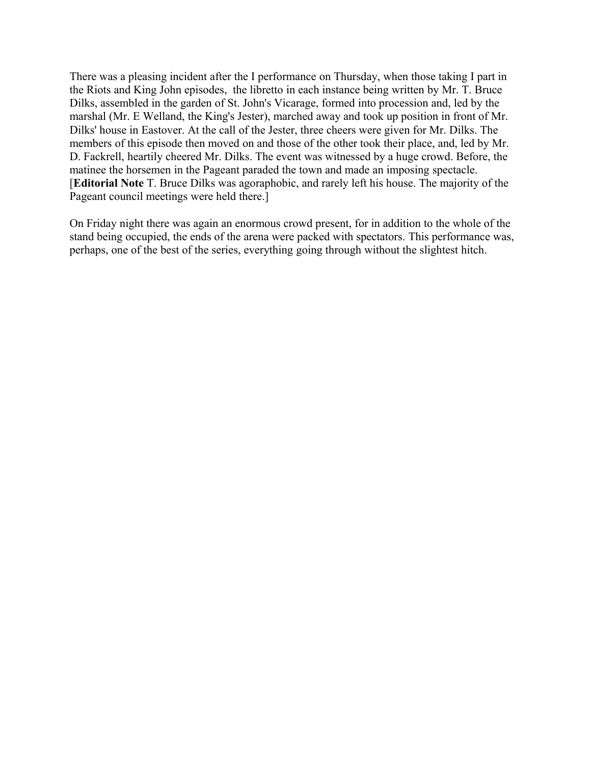There was a pleasing incident after the I performance on Thursday, when those taking I part in the Riots and King John episodes,  the libretto in each instance being written by Mr. T. Bruce Dilks, assembled in the garden of St. John's Vicarage, formed into procession and, led by the marshal (Mr. E Welland, the King's Jester), marched away and took up position in front of Mr. Dilks' house in Eastover. At the call of the Jester, three cheers were given for Mr. Dilks. The members of this episode then moved on and those of the other took their place, and, led by Mr. D. Fackrell, heartily cheered Mr. Dilks. The event was witnessed by a huge crowd. Before, the matinee the horsemen in the Pageant paraded the town and made an imposing spectacle. [**Editorial Note** T. Bruce Dilks was agoraphobic, and rarely left his house. The majority of the Pageant council meetings were held there.]

On Friday night there was again an enormous crowd present, for in addition to the whole of the stand being occupied, the ends of the arena were packed with spectators. This performance was, perhaps, one of the best of the series, everything going through without the slightest hitch.